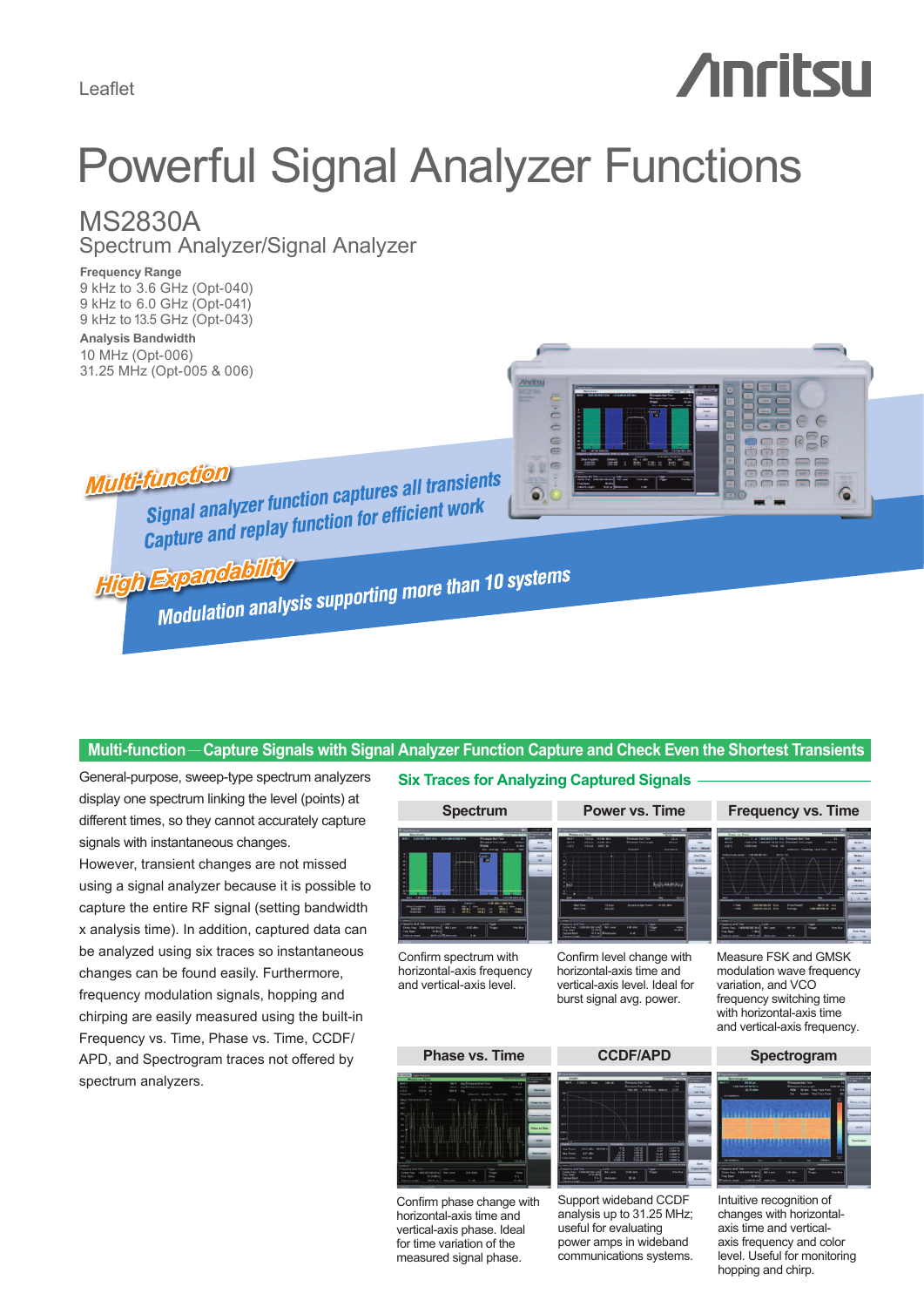Leaflet

Anritsu

# Powerful Signal Analyzer Functions

## MS2830A

Spectrum Analyzer/Signal Analyzer

**Frequency Range**

9 kHz to 3.6 GHz (Opt-040)
9 kHz to 6.0 GHz (Opt-041)
9 kHz to 13.5 GHz (Opt-043)

**Analysis Bandwidth**

10 MHz (Opt-006)
31.25 MHz (Opt-005 & 006)

***Multi-function***

*Signal analyzer function captures all transients*
*Capture and replay function for efficient work*

***High Expandability***

*Modulation analysis supporting more than 10 systems*

## Multi-function—Capture Signals with Signal Analyzer Function Capture and Check Even the Shortest Transients

General-purpose, sweep-type spectrum analyzers display one spectrum linking the level (points) at different times, so they cannot accurately capture signals with instantaneous changes.
However, transient changes are not missed using a signal analyzer because it is possible to capture the entire RF signal (setting bandwidth x analysis time). In addition, captured data can be analyzed using six traces so instantaneous changes can be found easily. Furthermore, frequency modulation signals, hopping and chirping are easily measured using the built-in Frequency vs. Time, Phase vs. Time, CCDF/APD, and Spectrogram traces not offered by spectrum analyzers.

### Six Traces for Analyzing Captured Signals

**Spectrum**

Confirm spectrum with horizontal-axis frequency and vertical-axis level.

**Power vs. Time**

Confirm level change with horizontal-axis time and vertical-axis level. Ideal for burst signal avg. power.

**Frequency vs. Time**

Measure FSK and GMSK modulation wave frequency variation, and VCO frequency switching time with horizontal-axis time and vertical-axis frequency.

**Phase vs. Time**

Confirm phase change with horizontal-axis time and vertical-axis phase. Ideal for time variation of the measured signal phase.

**CCDF/APD**

Support wideband CCDF analysis up to 31.25 MHz; useful for evaluating power amps in wideband communications systems.

**Spectrogram**

Intuitive recognition of changes with horizontal-axis time and vertical-axis frequency and color level. Useful for monitoring hopping and chirp.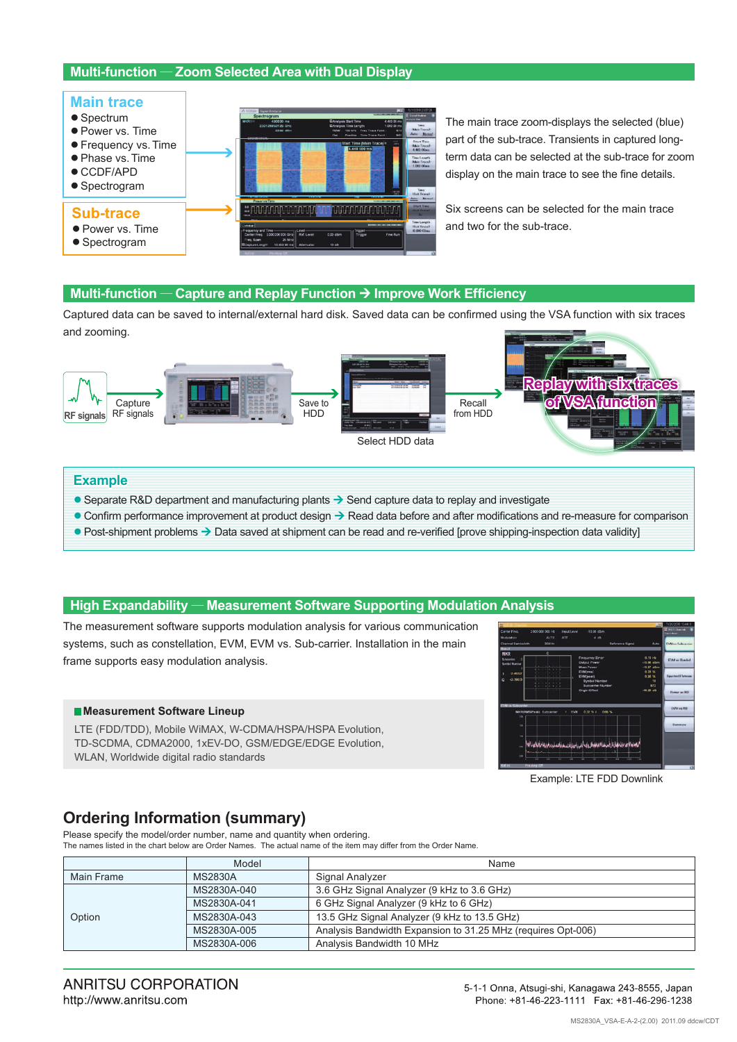## Multi-function — Zoom Selected Area with Dual Display

**Main trace**

- Spectrum
- Power vs. Time
- Frequency vs. Time
- Phase vs. Time
- CCDF/APD
- Spectrogram

**Sub-trace**

- Power vs. Time
- Spectrogram

The main trace zoom-displays the selected (blue) part of the sub-trace. Transients in captured long-term data can be selected at the sub-trace for zoom display on the main trace to see the fine details.

Six screens can be selected for the main trace and two for the sub-trace.

## Multi-function — Capture and Replay Function → Improve Work Efficiency

Captured data can be saved to internal/external hard disk. Saved data can be confirmed using the VSA function with six traces and zooming.

RF signals

Capture RF signals

Save to HDD

Select HDD data

Recall from HDD

Replay with six traces of VSA function

### Example

- Separate R&D department and manufacturing plants → Send capture data to replay and investigate
- Confirm performance improvement at product design → Read data before and after modifications and re-measure for comparison
- Post-shipment problems → Data saved at shipment can be read and re-verified [prove shipping-inspection data validity]

## High Expandability — Measurement Software Supporting Modulation Analysis

The measurement software supports modulation analysis for various communication systems, such as constellation, EVM, EVM vs. Sub-carrier. Installation in the main frame supports easy modulation analysis.

**Measurement Software Lineup**

LTE (FDD/TDD), Mobile WiMAX, W-CDMA/HSPA/HSPA Evolution, TD-SCDMA, CDMA2000, 1xEV-DO, GSM/EDGE/EDGE Evolution, WLAN, Worldwide digital radio standards

Example: LTE FDD Downlink

# Ordering Information (summary)

Please specify the model/order number, name and quantity when ordering.
The names listed in the chart below are Order Names. The actual name of the item may differ from the Order Name.

| | Model | Name |
|---|---|---|
| Main Frame | MS2830A | Signal Analyzer |
| Option | MS2830A-040 | 3.6 GHz Signal Analyzer (9 kHz to 3.6 GHz) |
| | MS2830A-041 | 6 GHz Signal Analyzer (9 kHz to 6 GHz) |
| | MS2830A-043 | 13.5 GHz Signal Analyzer (9 kHz to 13.5 GHz) |
| | MS2830A-005 | Analysis Bandwidth Expansion to 31.25 MHz (requires Opt-006) |
| | MS2830A-006 | Analysis Bandwidth 10 MHz |

ANRITSU CORPORATION
http://www.anritsu.com

5-1-1 Onna, Atsugi-shi, Kanagawa 243-8555, Japan
Phone: +81-46-223-1111 Fax: +81-46-296-1238

MS2830A_VSA-E-A-2-(2.00) 2011.09 ddcw/CDT